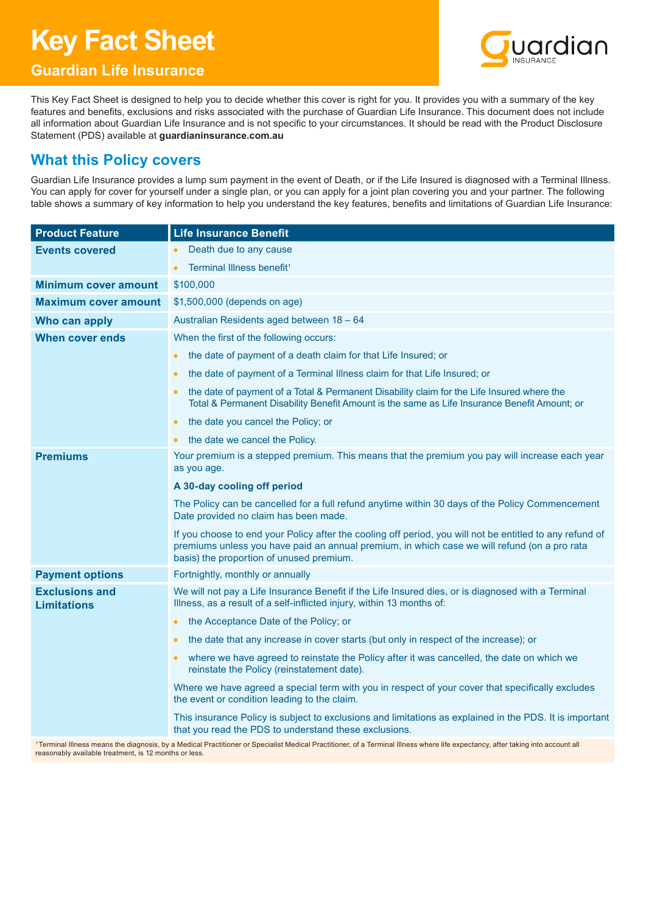# Key Fact Sheet

## Guardian Life Insurance

This Key Fact Sheet is designed to help you to decide whether this cover is right for you. It provides you with a summary of the key features and benefits, exclusions and risks associated with the purchase of Guardian Life Insurance. This document does not include all information about Guardian Life Insurance and is not specific to your circumstances. It should be read with the Product Disclosure Statement (PDS) available at **guardianinsurance.com.au**

## What this Policy covers

Guardian Life Insurance provides a lump sum payment in the event of Death, or if the Life Insured is diagnosed with a Terminal Illness. You can apply for cover for yourself under a single plan, or you can apply for a joint plan covering you and your partner. The following table shows a summary of key information to help you understand the key features, benefits and limitations of Guardian Life Insurance:

| Product Feature | Life Insurance Benefit |
|---|---|
| **Events covered** | • Death due to any cause<br>• Terminal Illness benefit[1] |
| **Minimum cover amount** | $100,000 |
| **Maximum cover amount** | $1,500,000 (depends on age) |
| **Who can apply** | Australian Residents aged between 18 – 64 |
| **When cover ends** | When the first of the following occurs:<br>• the date of payment of a death claim for that Life Insured; or<br>• the date of payment of a Terminal Illness claim for that Life Insured; or<br>• the date of payment of a Total & Permanent Disability claim for the Life Insured where the Total & Permanent Disability Benefit Amount is the same as Life Insurance Benefit Amount; or<br>• the date you cancel the Policy; or<br>• the date we cancel the Policy. |
| **Premiums** | Your premium is a stepped premium. This means that the premium you pay will increase each year as you age.<br>**A 30-day cooling off period**<br>The Policy can be cancelled for a full refund anytime within 30 days of the Policy Commencement Date provided no claim has been made.<br>If you choose to end your Policy after the cooling off period, you will not be entitled to any refund of premiums unless you have paid an annual premium, in which case we will refund (on a pro rata basis) the proportion of unused premium. |
| **Payment options** | Fortnightly, monthly or annually |
| **Exclusions and Limitations** | We will not pay a Life Insurance Benefit if the Life Insured dies, or is diagnosed with a Terminal Illness, as a result of a self-inflicted injury, within 13 months of:<br>• the Acceptance Date of the Policy; or<br>• the date that any increase in cover starts (but only in respect of the increase); or<br>• where we have agreed to reinstate the Policy after it was cancelled, the date on which we reinstate the Policy (reinstatement date).<br>Where we have agreed a special term with you in respect of your cover that specifically excludes the event or condition leading to the claim.<br>This insurance Policy is subject to exclusions and limitations as explained in the PDS. It is important that you read the PDS to understand these exclusions. |

[1] Terminal Illness means the diagnosis, by a Medical Practitioner or Specialist Medical Practitioner, of a Terminal Illness where life expectancy, after taking into account all reasonably available treatment, is 12 months or less.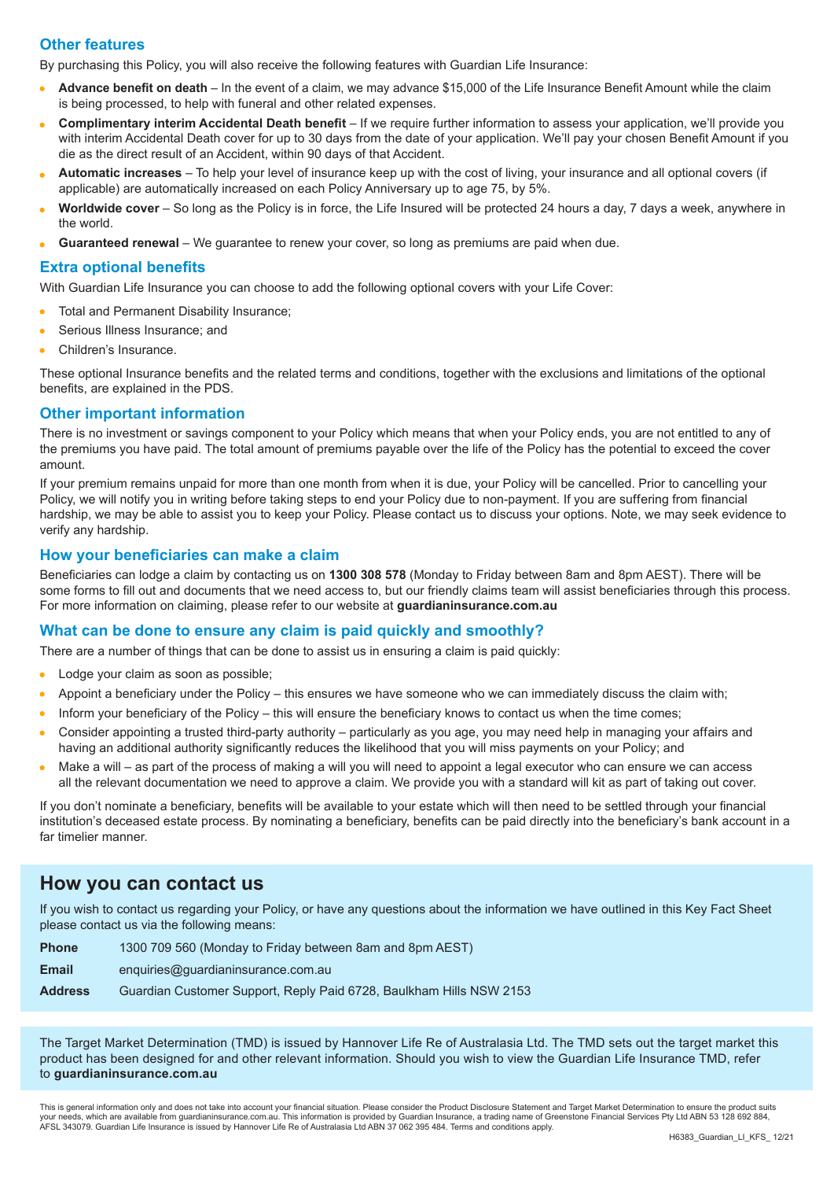## Other features

By purchasing this Policy, you will also receive the following features with Guardian Life Insurance:

- **Advance benefit on death** – In the event of a claim, we may advance $15,000 of the Life Insurance Benefit Amount while the claim is being processed, to help with funeral and other related expenses.
- **Complimentary interim Accidental Death benefit** – If we require further information to assess your application, we'll provide you with interim Accidental Death cover for up to 30 days from the date of your application. We'll pay your chosen Benefit Amount if you die as the direct result of an Accident, within 90 days of that Accident.
- **Automatic increases** – To help your level of insurance keep up with the cost of living, your insurance and all optional covers (if applicable) are automatically increased on each Policy Anniversary up to age 75, by 5%.
- **Worldwide cover** – So long as the Policy is in force, the Life Insured will be protected 24 hours a day, 7 days a week, anywhere in the world.
- **Guaranteed renewal** – We guarantee to renew your cover, so long as premiums are paid when due.

## Extra optional benefits

With Guardian Life Insurance you can choose to add the following optional covers with your Life Cover:

- Total and Permanent Disability Insurance;
- Serious Illness Insurance; and
- Children's Insurance.

These optional Insurance benefits and the related terms and conditions, together with the exclusions and limitations of the optional benefits, are explained in the PDS.

## Other important information

There is no investment or savings component to your Policy which means that when your Policy ends, you are not entitled to any of the premiums you have paid. The total amount of premiums payable over the life of the Policy has the potential to exceed the cover amount.

If your premium remains unpaid for more than one month from when it is due, your Policy will be cancelled. Prior to cancelling your Policy, we will notify you in writing before taking steps to end your Policy due to non-payment. If you are suffering from financial hardship, we may be able to assist you to keep your Policy. Please contact us to discuss your options. Note, we may seek evidence to verify any hardship.

## How your beneficiaries can make a claim

Beneficiaries can lodge a claim by contacting us on **1300 308 578** (Monday to Friday between 8am and 8pm AEST). There will be some forms to fill out and documents that we need access to, but our friendly claims team will assist beneficiaries through this process. For more information on claiming, please refer to our website at **guardianinsurance.com.au**

## What can be done to ensure any claim is paid quickly and smoothly?

There are a number of things that can be done to assist us in ensuring a claim is paid quickly:

- Lodge your claim as soon as possible;
- Appoint a beneficiary under the Policy – this ensures we have someone who we can immediately discuss the claim with;
- Inform your beneficiary of the Policy – this will ensure the beneficiary knows to contact us when the time comes;
- Consider appointing a trusted third-party authority – particularly as you age, you may need help in managing your affairs and having an additional authority significantly reduces the likelihood that you will miss payments on your Policy; and
- Make a will – as part of the process of making a will you will need to appoint a legal executor who can ensure we can access all the relevant documentation we need to approve a claim. We provide you with a standard will kit as part of taking out cover.

If you don't nominate a beneficiary, benefits will be available to your estate which will then need to be settled through your financial institution's deceased estate process. By nominating a beneficiary, benefits can be paid directly into the beneficiary's bank account in a far timelier manner.

## How you can contact us

If you wish to contact us regarding your Policy, or have any questions about the information we have outlined in this Key Fact Sheet please contact us via the following means:

| | |
|---|---|
| **Phone** | 1300 709 560 (Monday to Friday between 8am and 8pm AEST) |
| **Email** | enquiries@guardianinsurance.com.au |
| **Address** | Guardian Customer Support, Reply Paid 6728, Baulkham Hills NSW 2153 |

The Target Market Determination (TMD) is issued by Hannover Life Re of Australasia Ltd. The TMD sets out the target market this product has been designed for and other relevant information. Should you wish to view the Guardian Life Insurance TMD, refer to **guardianinsurance.com.au**

This is general information only and does not take into account your financial situation. Please consider the Product Disclosure Statement and Target Market Determination to ensure the product suits your needs, which are available from guardianinsurance.com.au. This information is provided by Guardian Insurance, a trading name of Greenstone Financial Services Pty Ltd ABN 53 128 692 884, AFSL 343079. Guardian Life Insurance is issued by Hannover Life Re of Australasia Ltd ABN 37 062 395 484. Terms and conditions apply.

H6383_Guardian_LI_KFS_ 12/21